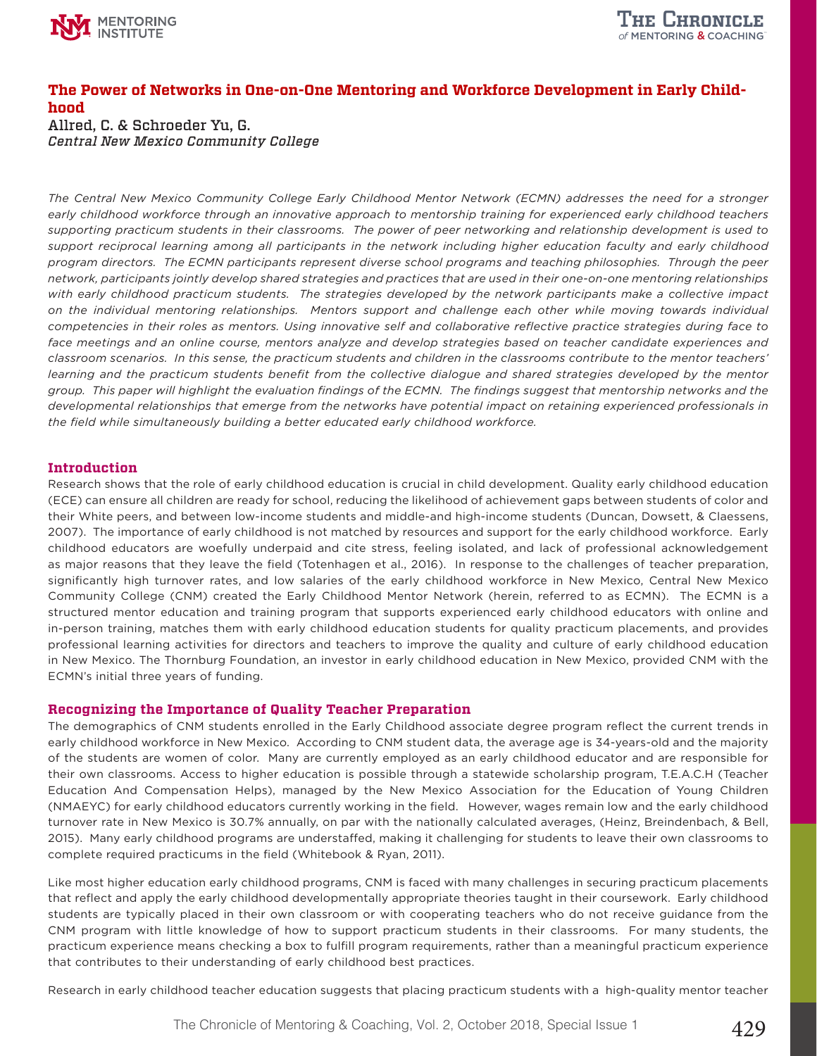# The Power of Networks in One-on-One Mentoring and Workforce Development in Early Childhood

Allred, C. & Schroeder Yu, G.
*Central New Mexico Community College*

*The Central New Mexico Community College Early Childhood Mentor Network (ECMN) addresses the need for a stronger early childhood workforce through an innovative approach to mentorship training for experienced early childhood teachers supporting practicum students in their classrooms. The power of peer networking and relationship development is used to support reciprocal learning among all participants in the network including higher education faculty and early childhood program directors. The ECMN participants represent diverse school programs and teaching philosophies. Through the peer network, participants jointly develop shared strategies and practices that are used in their one-on-one mentoring relationships with early childhood practicum students. The strategies developed by the network participants make a collective impact on the individual mentoring relationships. Mentors support and challenge each other while moving towards individual competencies in their roles as mentors. Using innovative self and collaborative reflective practice strategies during face to face meetings and an online course, mentors analyze and develop strategies based on teacher candidate experiences and classroom scenarios. In this sense, the practicum students and children in the classrooms contribute to the mentor teachers' learning and the practicum students benefit from the collective dialogue and shared strategies developed by the mentor group. This paper will highlight the evaluation findings of the ECMN. The findings suggest that mentorship networks and the developmental relationships that emerge from the networks have potential impact on retaining experienced professionals in the field while simultaneously building a better educated early childhood workforce.*

## Introduction

Research shows that the role of early childhood education is crucial in child development. Quality early childhood education (ECE) can ensure all children are ready for school, reducing the likelihood of achievement gaps between students of color and their White peers, and between low-income students and middle-and high-income students (Duncan, Dowsett, & Claessens, 2007). The importance of early childhood is not matched by resources and support for the early childhood workforce. Early childhood educators are woefully underpaid and cite stress, feeling isolated, and lack of professional acknowledgement as major reasons that they leave the field (Totenhagen et al., 2016). In response to the challenges of teacher preparation, significantly high turnover rates, and low salaries of the early childhood workforce in New Mexico, Central New Mexico Community College (CNM) created the Early Childhood Mentor Network (herein, referred to as ECMN). The ECMN is a structured mentor education and training program that supports experienced early childhood educators with online and in-person training, matches them with early childhood education students for quality practicum placements, and provides professional learning activities for directors and teachers to improve the quality and culture of early childhood education in New Mexico. The Thornburg Foundation, an investor in early childhood education in New Mexico, provided CNM with the ECMN's initial three years of funding.

## Recognizing the Importance of Quality Teacher Preparation

The demographics of CNM students enrolled in the Early Childhood associate degree program reflect the current trends in early childhood workforce in New Mexico. According to CNM student data, the average age is 34-years-old and the majority of the students are women of color. Many are currently employed as an early childhood educator and are responsible for their own classrooms. Access to higher education is possible through a statewide scholarship program, T.E.A.C.H (Teacher Education And Compensation Helps), managed by the New Mexico Association for the Education of Young Children (NMAEYC) for early childhood educators currently working in the field. However, wages remain low and the early childhood turnover rate in New Mexico is 30.7% annually, on par with the nationally calculated averages, (Heinz, Breindenbach, & Bell, 2015). Many early childhood programs are understaffed, making it challenging for students to leave their own classrooms to complete required practicums in the field (Whitebook & Ryan, 2011).

Like most higher education early childhood programs, CNM is faced with many challenges in securing practicum placements that reflect and apply the early childhood developmentally appropriate theories taught in their coursework. Early childhood students are typically placed in their own classroom or with cooperating teachers who do not receive guidance from the CNM program with little knowledge of how to support practicum students in their classrooms. For many students, the practicum experience means checking a box to fulfill program requirements, rather than a meaningful practicum experience that contributes to their understanding of early childhood best practices.

Research in early childhood teacher education suggests that placing practicum students with a high-quality mentor teacher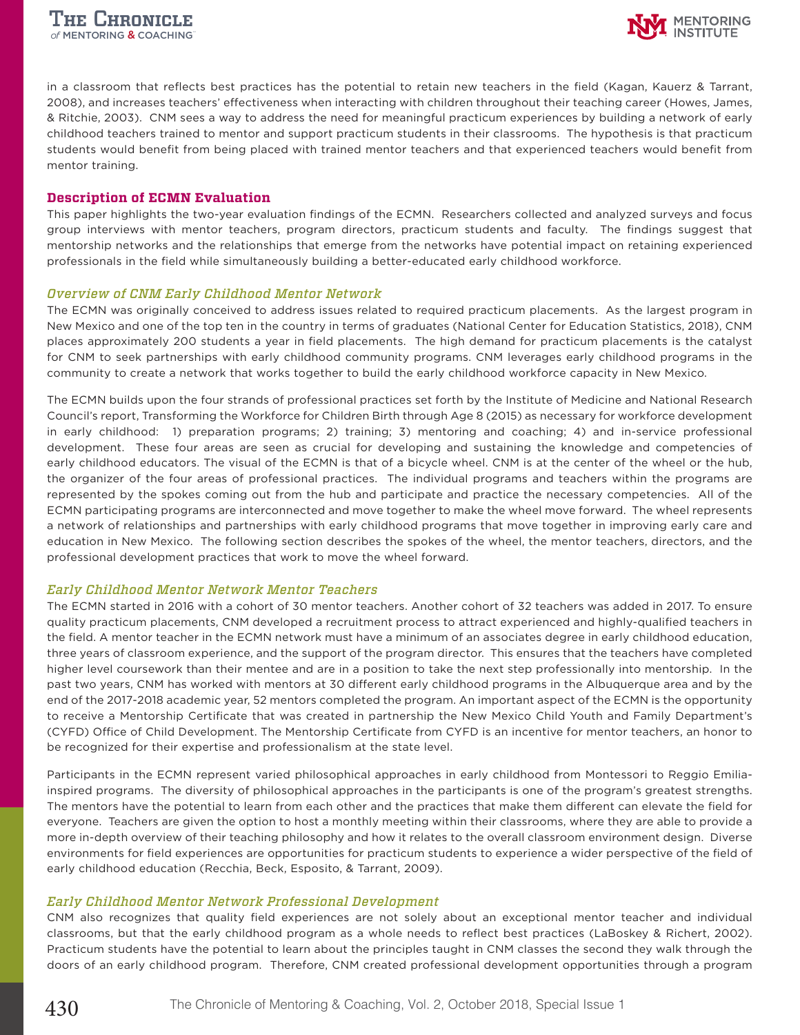in a classroom that reflects best practices has the potential to retain new teachers in the field (Kagan, Kauerz & Tarrant, 2008), and increases teachers' effectiveness when interacting with children throughout their teaching career (Howes, James, & Ritchie, 2003). CNM sees a way to address the need for meaningful practicum experiences by building a network of early childhood teachers trained to mentor and support practicum students in their classrooms. The hypothesis is that practicum students would benefit from being placed with trained mentor teachers and that experienced teachers would benefit from mentor training.

## Description of ECMN Evaluation

This paper highlights the two-year evaluation findings of the ECMN. Researchers collected and analyzed surveys and focus group interviews with mentor teachers, program directors, practicum students and faculty. The findings suggest that mentorship networks and the relationships that emerge from the networks have potential impact on retaining experienced professionals in the field while simultaneously building a better-educated early childhood workforce.

### *Overview of CNM Early Childhood Mentor Network*

The ECMN was originally conceived to address issues related to required practicum placements. As the largest program in New Mexico and one of the top ten in the country in terms of graduates (National Center for Education Statistics, 2018), CNM places approximately 200 students a year in field placements. The high demand for practicum placements is the catalyst for CNM to seek partnerships with early childhood community programs. CNM leverages early childhood programs in the community to create a network that works together to build the early childhood workforce capacity in New Mexico.

The ECMN builds upon the four strands of professional practices set forth by the Institute of Medicine and National Research Council's report, Transforming the Workforce for Children Birth through Age 8 (2015) as necessary for workforce development in early childhood: 1) preparation programs; 2) training; 3) mentoring and coaching; 4) and in-service professional development. These four areas are seen as crucial for developing and sustaining the knowledge and competencies of early childhood educators. The visual of the ECMN is that of a bicycle wheel. CNM is at the center of the wheel or the hub, the organizer of the four areas of professional practices. The individual programs and teachers within the programs are represented by the spokes coming out from the hub and participate and practice the necessary competencies. All of the ECMN participating programs are interconnected and move together to make the wheel move forward. The wheel represents a network of relationships and partnerships with early childhood programs that move together in improving early care and education in New Mexico. The following section describes the spokes of the wheel, the mentor teachers, directors, and the professional development practices that work to move the wheel forward.

### *Early Childhood Mentor Network Mentor Teachers*

The ECMN started in 2016 with a cohort of 30 mentor teachers. Another cohort of 32 teachers was added in 2017. To ensure quality practicum placements, CNM developed a recruitment process to attract experienced and highly-qualified teachers in the field. A mentor teacher in the ECMN network must have a minimum of an associates degree in early childhood education, three years of classroom experience, and the support of the program director. This ensures that the teachers have completed higher level coursework than their mentee and are in a position to take the next step professionally into mentorship. In the past two years, CNM has worked with mentors at 30 different early childhood programs in the Albuquerque area and by the end of the 2017-2018 academic year, 52 mentors completed the program. An important aspect of the ECMN is the opportunity to receive a Mentorship Certificate that was created in partnership the New Mexico Child Youth and Family Department's (CYFD) Office of Child Development. The Mentorship Certificate from CYFD is an incentive for mentor teachers, an honor to be recognized for their expertise and professionalism at the state level.

Participants in the ECMN represent varied philosophical approaches in early childhood from Montessori to Reggio Emilia-inspired programs. The diversity of philosophical approaches in the participants is one of the program's greatest strengths. The mentors have the potential to learn from each other and the practices that make them different can elevate the field for everyone. Teachers are given the option to host a monthly meeting within their classrooms, where they are able to provide a more in-depth overview of their teaching philosophy and how it relates to the overall classroom environment design. Diverse environments for field experiences are opportunities for practicum students to experience a wider perspective of the field of early childhood education (Recchia, Beck, Esposito, & Tarrant, 2009).

### *Early Childhood Mentor Network Professional Development*

CNM also recognizes that quality field experiences are not solely about an exceptional mentor teacher and individual classrooms, but that the early childhood program as a whole needs to reflect best practices (LaBoskey & Richert, 2002). Practicum students have the potential to learn about the principles taught in CNM classes the second they walk through the doors of an early childhood program. Therefore, CNM created professional development opportunities through a program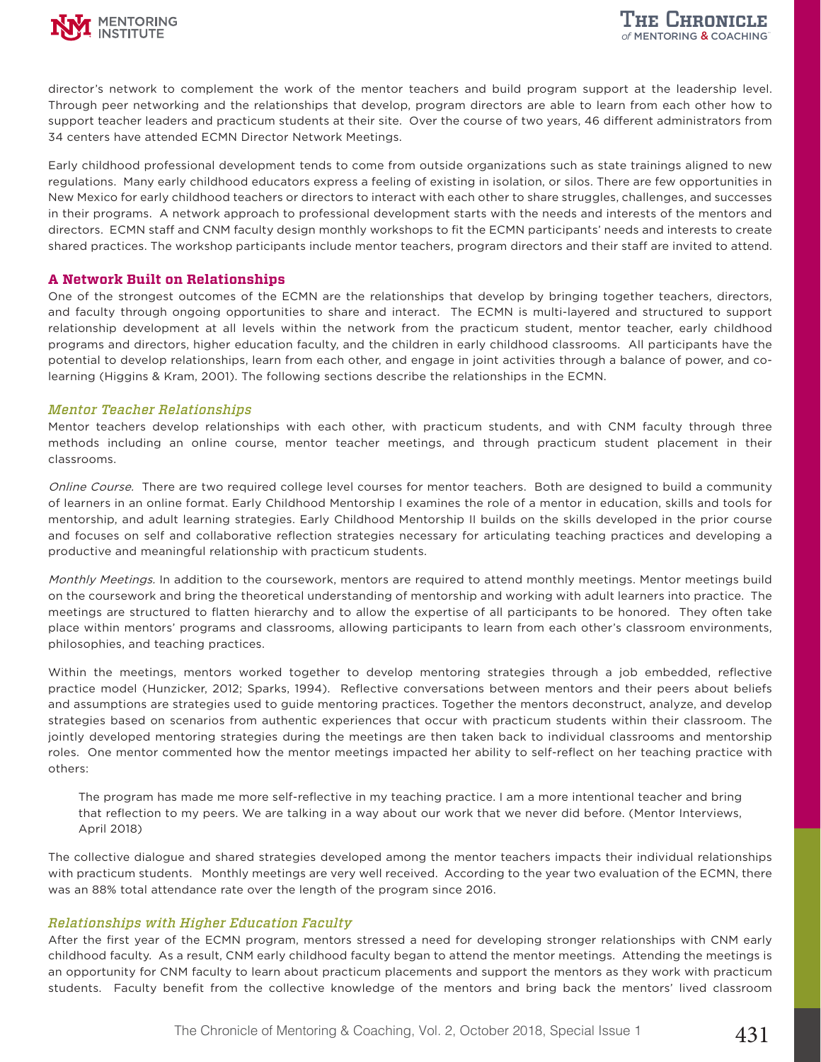director's network to complement the work of the mentor teachers and build program support at the leadership level. Through peer networking and the relationships that develop, program directors are able to learn from each other how to support teacher leaders and practicum students at their site. Over the course of two years, 46 different administrators from 34 centers have attended ECMN Director Network Meetings.

Early childhood professional development tends to come from outside organizations such as state trainings aligned to new regulations. Many early childhood educators express a feeling of existing in isolation, or silos. There are few opportunities in New Mexico for early childhood teachers or directors to interact with each other to share struggles, challenges, and successes in their programs. A network approach to professional development starts with the needs and interests of the mentors and directors. ECMN staff and CNM faculty design monthly workshops to fit the ECMN participants' needs and interests to create shared practices. The workshop participants include mentor teachers, program directors and their staff are invited to attend.

## A Network Built on Relationships

One of the strongest outcomes of the ECMN are the relationships that develop by bringing together teachers, directors, and faculty through ongoing opportunities to share and interact. The ECMN is multi-layered and structured to support relationship development at all levels within the network from the practicum student, mentor teacher, early childhood programs and directors, higher education faculty, and the children in early childhood classrooms. All participants have the potential to develop relationships, learn from each other, and engage in joint activities through a balance of power, and co-learning (Higgins & Kram, 2001). The following sections describe the relationships in the ECMN.

### *Mentor Teacher Relationships*

Mentor teachers develop relationships with each other, with practicum students, and with CNM faculty through three methods including an online course, mentor teacher meetings, and through practicum student placement in their classrooms.

*Online Course*. There are two required college level courses for mentor teachers. Both are designed to build a community of learners in an online format. Early Childhood Mentorship I examines the role of a mentor in education, skills and tools for mentorship, and adult learning strategies. Early Childhood Mentorship II builds on the skills developed in the prior course and focuses on self and collaborative reflection strategies necessary for articulating teaching practices and developing a productive and meaningful relationship with practicum students.

*Monthly Meetings*. In addition to the coursework, mentors are required to attend monthly meetings. Mentor meetings build on the coursework and bring the theoretical understanding of mentorship and working with adult learners into practice. The meetings are structured to flatten hierarchy and to allow the expertise of all participants to be honored. They often take place within mentors' programs and classrooms, allowing participants to learn from each other's classroom environments, philosophies, and teaching practices.

Within the meetings, mentors worked together to develop mentoring strategies through a job embedded, reflective practice model (Hunzicker, 2012; Sparks, 1994). Reflective conversations between mentors and their peers about beliefs and assumptions are strategies used to guide mentoring practices. Together the mentors deconstruct, analyze, and develop strategies based on scenarios from authentic experiences that occur with practicum students within their classroom. The jointly developed mentoring strategies during the meetings are then taken back to individual classrooms and mentorship roles. One mentor commented how the mentor meetings impacted her ability to self-reflect on her teaching practice with others:

> The program has made me more self-reflective in my teaching practice. I am a more intentional teacher and bring that reflection to my peers. We are talking in a way about our work that we never did before. (Mentor Interviews, April 2018)

The collective dialogue and shared strategies developed among the mentor teachers impacts their individual relationships with practicum students. Monthly meetings are very well received. According to the year two evaluation of the ECMN, there was an 88% total attendance rate over the length of the program since 2016.

### *Relationships with Higher Education Faculty*

After the first year of the ECMN program, mentors stressed a need for developing stronger relationships with CNM early childhood faculty. As a result, CNM early childhood faculty began to attend the mentor meetings. Attending the meetings is an opportunity for CNM faculty to learn about practicum placements and support the mentors as they work with practicum students. Faculty benefit from the collective knowledge of the mentors and bring back the mentors' lived classroom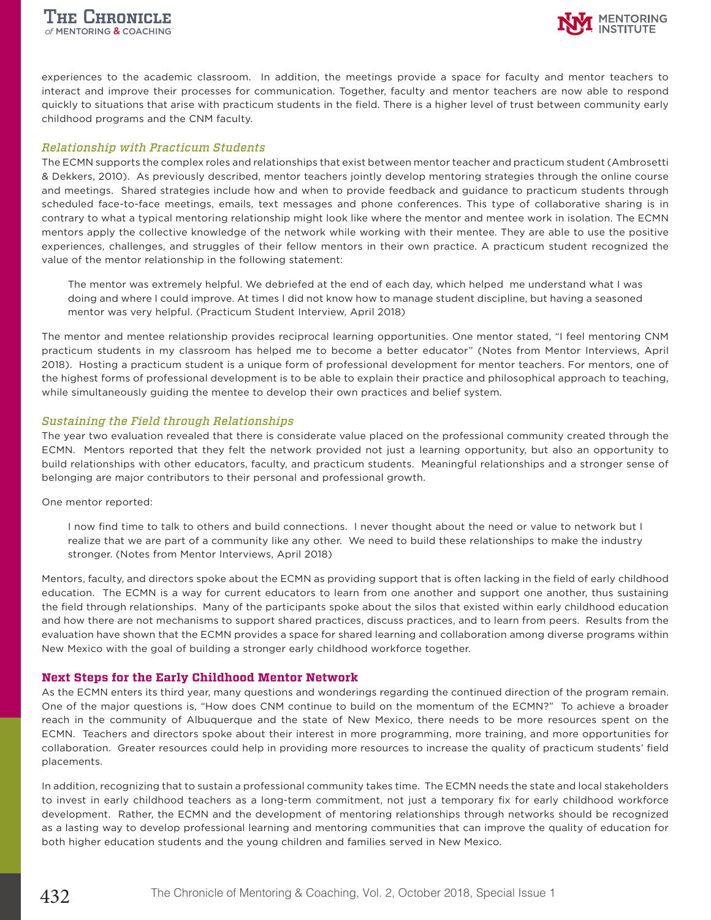experiences to the academic classroom. In addition, the meetings provide a space for faculty and mentor teachers to interact and improve their processes for communication. Together, faculty and mentor teachers are now able to respond quickly to situations that arise with practicum students in the field. There is a higher level of trust between community early childhood programs and the CNM faculty.

### *Relationship with Practicum Students*

The ECMN supports the complex roles and relationships that exist between mentor teacher and practicum student (Ambrosetti & Dekkers, 2010). As previously described, mentor teachers jointly develop mentoring strategies through the online course and meetings. Shared strategies include how and when to provide feedback and guidance to practicum students through scheduled face-to-face meetings, emails, text messages and phone conferences. This type of collaborative sharing is in contrary to what a typical mentoring relationship might look like where the mentor and mentee work in isolation. The ECMN mentors apply the collective knowledge of the network while working with their mentee. They are able to use the positive experiences, challenges, and struggles of their fellow mentors in their own practice. A practicum student recognized the value of the mentor relationship in the following statement:

> The mentor was extremely helpful. We debriefed at the end of each day, which helped me understand what I was doing and where I could improve. At times I did not know how to manage student discipline, but having a seasoned mentor was very helpful. (Practicum Student Interview, April 2018)

The mentor and mentee relationship provides reciprocal learning opportunities. One mentor stated, "I feel mentoring CNM practicum students in my classroom has helped me to become a better educator" (Notes from Mentor Interviews, April 2018). Hosting a practicum student is a unique form of professional development for mentor teachers. For mentors, one of the highest forms of professional development is to be able to explain their practice and philosophical approach to teaching, while simultaneously guiding the mentee to develop their own practices and belief system.

### *Sustaining the Field through Relationships*

The year two evaluation revealed that there is considerate value placed on the professional community created through the ECMN. Mentors reported that they felt the network provided not just a learning opportunity, but also an opportunity to build relationships with other educators, faculty, and practicum students. Meaningful relationships and a stronger sense of belonging are major contributors to their personal and professional growth.

One mentor reported:

> I now find time to talk to others and build connections. I never thought about the need or value to network but I realize that we are part of a community like any other. We need to build these relationships to make the industry stronger. (Notes from Mentor Interviews, April 2018)

Mentors, faculty, and directors spoke about the ECMN as providing support that is often lacking in the field of early childhood education. The ECMN is a way for current educators to learn from one another and support one another, thus sustaining the field through relationships. Many of the participants spoke about the silos that existed within early childhood education and how there are not mechanisms to support shared practices, discuss practices, and to learn from peers. Results from the evaluation have shown that the ECMN provides a space for shared learning and collaboration among diverse programs within New Mexico with the goal of building a stronger early childhood workforce together.

## Next Steps for the Early Childhood Mentor Network

As the ECMN enters its third year, many questions and wonderings regarding the continued direction of the program remain. One of the major questions is, "How does CNM continue to build on the momentum of the ECMN?" To achieve a broader reach in the community of Albuquerque and the state of New Mexico, there needs to be more resources spent on the ECMN. Teachers and directors spoke about their interest in more programming, more training, and more opportunities for collaboration. Greater resources could help in providing more resources to increase the quality of practicum students' field placements.

In addition, recognizing that to sustain a professional community takes time. The ECMN needs the state and local stakeholders to invest in early childhood teachers as a long-term commitment, not just a temporary fix for early childhood workforce development. Rather, the ECMN and the development of mentoring relationships through networks should be recognized as a lasting way to develop professional learning and mentoring communities that can improve the quality of education for both higher education students and the young children and families served in New Mexico.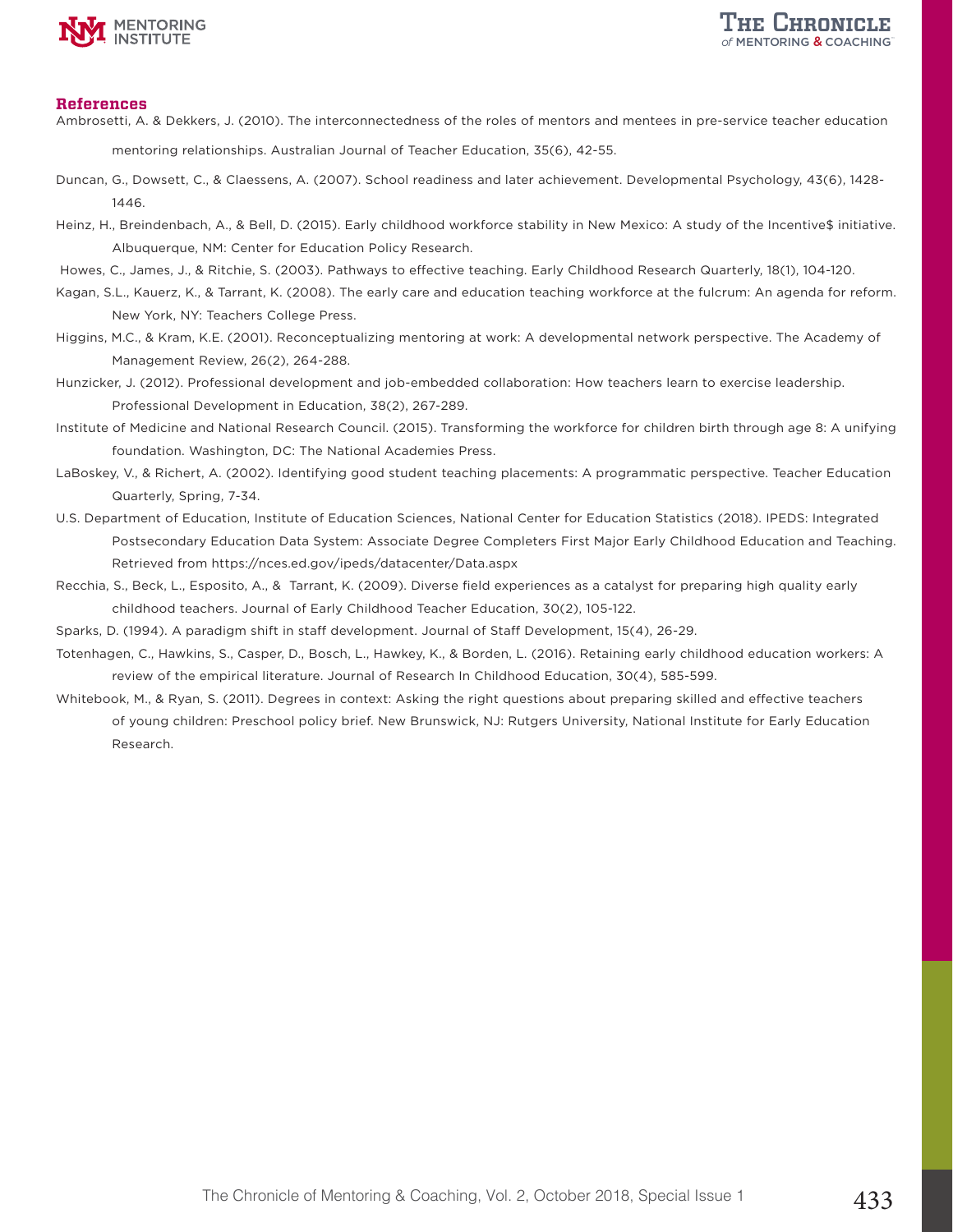## References

Ambrosetti, A. & Dekkers, J. (2010). The interconnectedness of the roles of mentors and mentees in pre-service teacher education mentoring relationships. Australian Journal of Teacher Education, 35(6), 42-55.

Duncan, G., Dowsett, C., & Claessens, A. (2007). School readiness and later achievement. Developmental Psychology, 43(6), 1428-1446.

Heinz, H., Breindenbach, A., & Bell, D. (2015). Early childhood workforce stability in New Mexico: A study of the Incentive$ initiative. Albuquerque, NM: Center for Education Policy Research.

Howes, C., James, J., & Ritchie, S. (2003). Pathways to effective teaching. Early Childhood Research Quarterly, 18(1), 104-120.

Kagan, S.L., Kauerz, K., & Tarrant, K. (2008). The early care and education teaching workforce at the fulcrum: An agenda for reform. New York, NY: Teachers College Press.

Higgins, M.C., & Kram, K.E. (2001). Reconceptualizing mentoring at work: A developmental network perspective. The Academy of Management Review, 26(2), 264-288.

Hunzicker, J. (2012). Professional development and job-embedded collaboration: How teachers learn to exercise leadership. Professional Development in Education, 38(2), 267-289.

Institute of Medicine and National Research Council. (2015). Transforming the workforce for children birth through age 8: A unifying foundation. Washington, DC: The National Academies Press.

LaBoskey, V., & Richert, A. (2002). Identifying good student teaching placements: A programmatic perspective. Teacher Education Quarterly, Spring, 7-34.

U.S. Department of Education, Institute of Education Sciences, National Center for Education Statistics (2018). IPEDS: Integrated Postsecondary Education Data System: Associate Degree Completers First Major Early Childhood Education and Teaching. Retrieved from https://nces.ed.gov/ipeds/datacenter/Data.aspx

Recchia, S., Beck, L., Esposito, A., & Tarrant, K. (2009). Diverse field experiences as a catalyst for preparing high quality early childhood teachers. Journal of Early Childhood Teacher Education, 30(2), 105-122.

Sparks, D. (1994). A paradigm shift in staff development. Journal of Staff Development, 15(4), 26-29.

Totenhagen, C., Hawkins, S., Casper, D., Bosch, L., Hawkey, K., & Borden, L. (2016). Retaining early childhood education workers: A review of the empirical literature. Journal of Research In Childhood Education, 30(4), 585-599.

Whitebook, M., & Ryan, S. (2011). Degrees in context: Asking the right questions about preparing skilled and effective teachers of young children: Preschool policy brief. New Brunswick, NJ: Rutgers University, National Institute for Early Education Research.